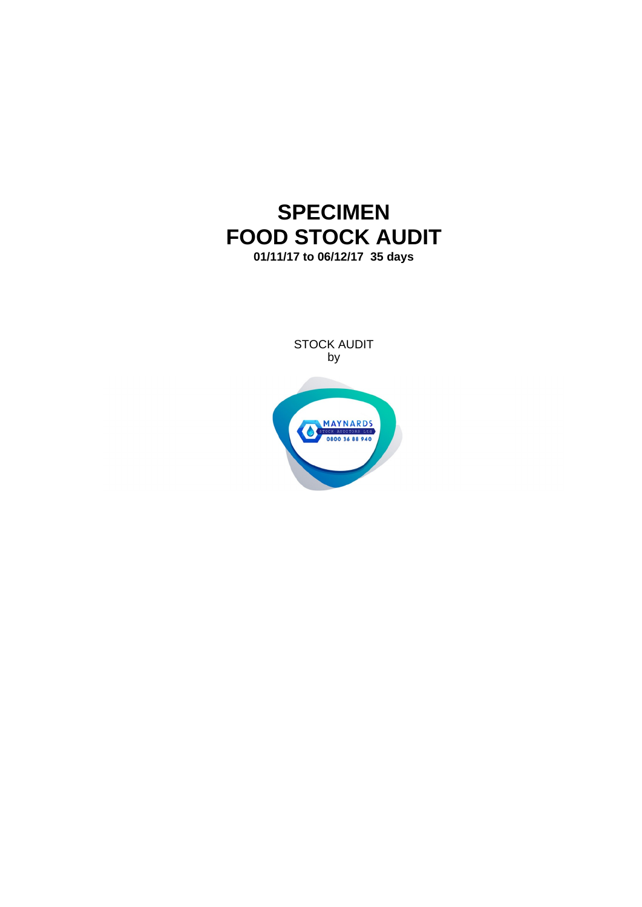# SPECIMEN
# FOOD STOCK AUDIT

**01/11/17 to 06/12/17 35 days**

STOCK AUDIT
by

MAYNARDS
STOCK AUDITORS Ltd
0800 36 88 940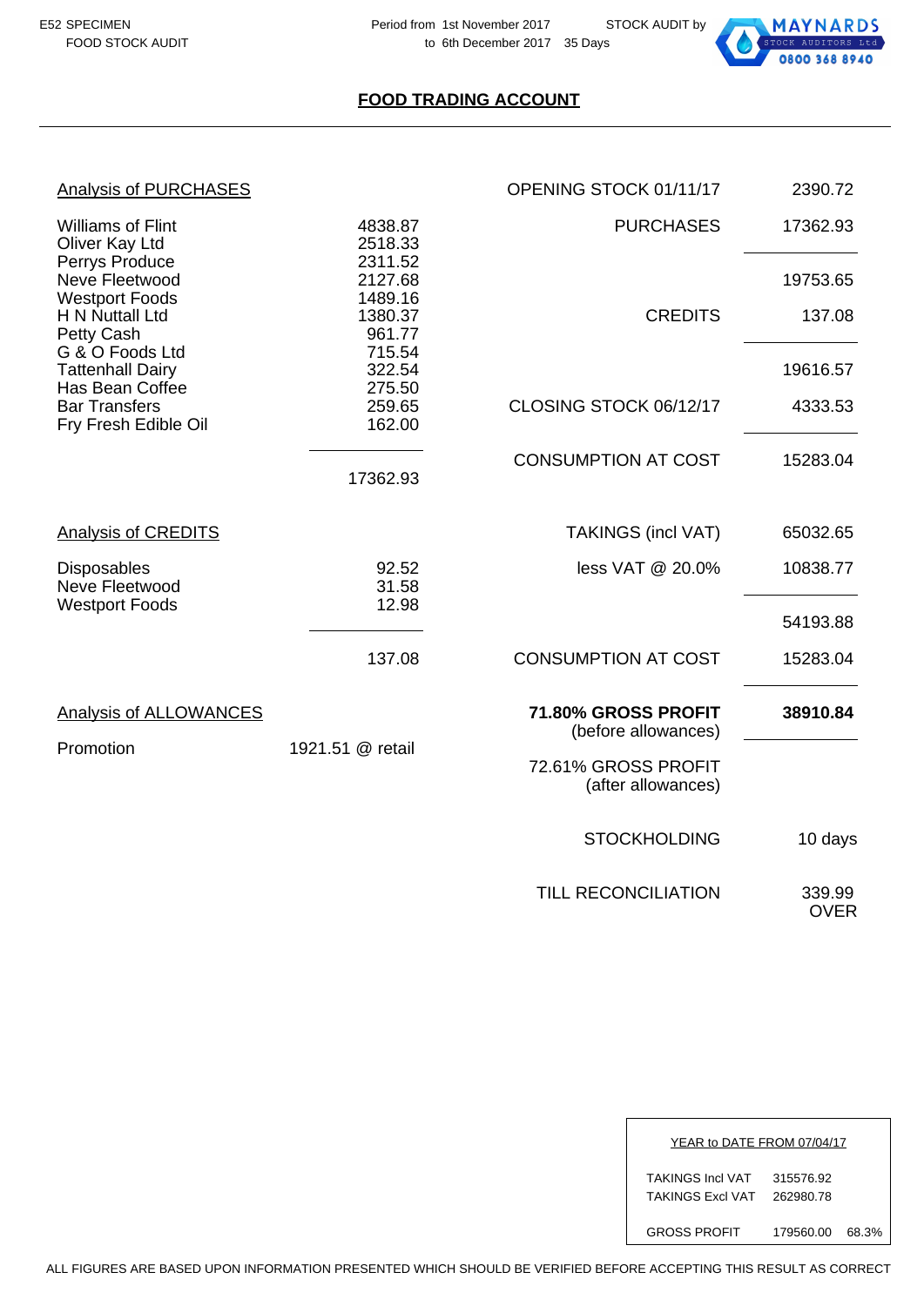E52 SPECIMEN
FOOD STOCK AUDIT

Period from 1st November 2017
to 6th December 2017 35 Days

STOCK AUDIT by MAYNARDS STOCK AUDITORS Ltd 0800 368 8940

## FOOD TRADING ACCOUNT

### Analysis of PURCHASES

| Supplier | Amount |
|---|---|
| Williams of Flint | 4838.87 |
| Oliver Kay Ltd | 2518.33 |
| Perrys Produce | 2311.52 |
| Neve Fleetwood | 2127.68 |
| Westport Foods | 1489.16 |
| H N Nuttall Ltd | 1380.37 |
| Petty Cash | 961.77 |
| G & O Foods Ltd | 715.54 |
| Tattenhall Dairy | 322.54 |
| Has Bean Coffee | 275.50 |
| Bar Transfers | 259.65 |
| Fry Fresh Edible Oil | 162.00 |
| | 17362.93 |

### Analysis of CREDITS

| Item | Amount |
|---|---|
| Disposables | 92.52 |
| Neve Fleetwood | 31.58 |
| Westport Foods | 12.98 |
| | 137.08 |

### Analysis of ALLOWANCES

| Item | Amount |
|---|---|
| Promotion | 1921.51 @ retail |

### Trading Account

| | |
|---|---|
| OPENING STOCK 01/11/17 | 2390.72 |
| PURCHASES | 17362.93 |
| | 19753.65 |
| CREDITS | 137.08 |
| | 19616.57 |
| CLOSING STOCK 06/12/17 | 4333.53 |
| CONSUMPTION AT COST | 15283.04 |
| TAKINGS (incl VAT) | 65032.65 |
| less VAT @ 20.0% | 10838.77 |
| | 54193.88 |
| CONSUMPTION AT COST | 15283.04 |
| **71.80% GROSS PROFIT** (before allowances) | **38910.84** |
| 72.61% GROSS PROFIT (after allowances) | |
| STOCKHOLDING | 10 days |
| TILL RECONCILIATION | 339.99 OVER |

### YEAR to DATE FROM 07/04/17

| | | |
|---|---|---|
| TAKINGS Incl VAT | 315576.92 | |
| TAKINGS Excl VAT | 262980.78 | |
| GROSS PROFIT | 179560.00 | 68.3% |

ALL FIGURES ARE BASED UPON INFORMATION PRESENTED WHICH SHOULD BE VERIFIED BEFORE ACCEPTING THIS RESULT AS CORRECT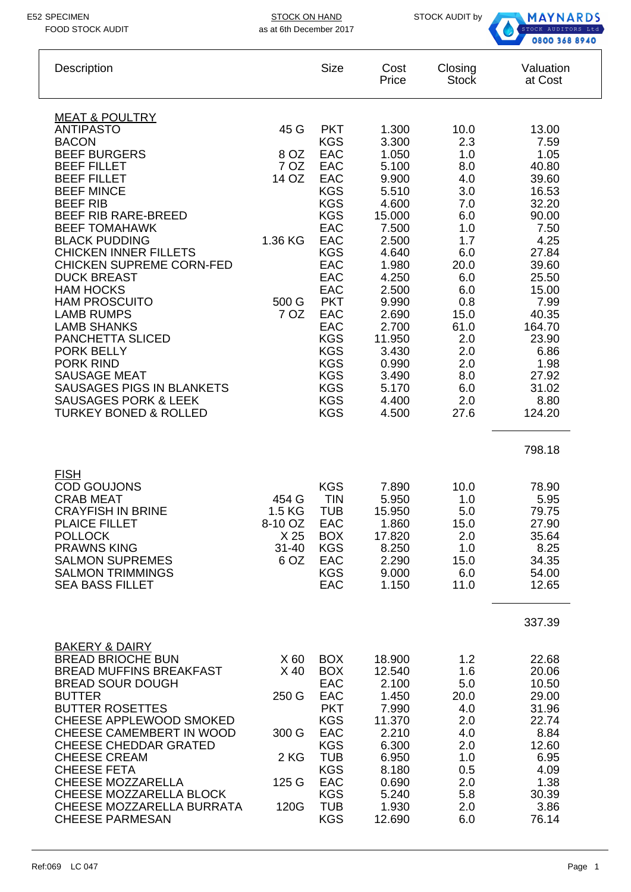E52 SPECIMEN
FOOD STOCK AUDIT

STOCK ON HAND
as at 6th December 2017

STOCK AUDIT by MAYNARDS STOCK AUDITORS Ltd 0800 368 8940

| Description | | Size | Cost Price | Closing Stock | Valuation at Cost |
|---|---|---|---|---|---|
| **MEAT & POULTRY** | | | | | |
| ANTIPASTO | 45 G | PKT | 1.300 | 10.0 | 13.00 |
| BACON | | KGS | 3.300 | 2.3 | 7.59 |
| BEEF BURGERS | 8 OZ | EAC | 1.050 | 1.0 | 1.05 |
| BEEF FILLET | 7 OZ | EAC | 5.100 | 8.0 | 40.80 |
| BEEF FILLET | 14 OZ | EAC | 9.900 | 4.0 | 39.60 |
| BEEF MINCE | | KGS | 5.510 | 3.0 | 16.53 |
| BEEF RIB | | KGS | 4.600 | 7.0 | 32.20 |
| BEEF RIB RARE-BREED | | KGS | 15.000 | 6.0 | 90.00 |
| BEEF TOMAHAWK | | EAC | 7.500 | 1.0 | 7.50 |
| BLACK PUDDING | 1.36 KG | EAC | 2.500 | 1.7 | 4.25 |
| CHICKEN INNER FILLETS | | KGS | 4.640 | 6.0 | 27.84 |
| CHICKEN SUPREME CORN-FED | | EAC | 1.980 | 20.0 | 39.60 |
| DUCK BREAST | | EAC | 4.250 | 6.0 | 25.50 |
| HAM HOCKS | | EAC | 2.500 | 6.0 | 15.00 |
| HAM PROSCUITO | 500 G | PKT | 9.990 | 0.8 | 7.99 |
| LAMB RUMPS | 7 OZ | EAC | 2.690 | 15.0 | 40.35 |
| LAMB SHANKS | | EAC | 2.700 | 61.0 | 164.70 |
| PANCHETTA SLICED | | KGS | 11.950 | 2.0 | 23.90 |
| PORK BELLY | | KGS | 3.430 | 2.0 | 6.86 |
| PORK RIND | | KGS | 0.990 | 2.0 | 1.98 |
| SAUSAGE MEAT | | KGS | 3.490 | 8.0 | 27.92 |
| SAUSAGES PIGS IN BLANKETS | | KGS | 5.170 | 6.0 | 31.02 |
| SAUSAGES PORK & LEEK | | KGS | 4.400 | 2.0 | 8.80 |
| TURKEY BONED & ROLLED | | KGS | 4.500 | 27.6 | 124.20 |
| | | | | | **798.18** |
| **FISH** | | | | | |
| COD GOUJONS | | KGS | 7.890 | 10.0 | 78.90 |
| CRAB MEAT | 454 G | TIN | 5.950 | 1.0 | 5.95 |
| CRAYFISH IN BRINE | 1.5 KG | TUB | 15.950 | 5.0 | 79.75 |
| PLAICE FILLET | 8-10 OZ | EAC | 1.860 | 15.0 | 27.90 |
| POLLOCK | X 25 | BOX | 17.820 | 2.0 | 35.64 |
| PRAWNS KING | 31-40 | KGS | 8.250 | 1.0 | 8.25 |
| SALMON SUPREMES | 6 OZ | EAC | 2.290 | 15.0 | 34.35 |
| SALMON TRIMMINGS | | KGS | 9.000 | 6.0 | 54.00 |
| SEA BASS FILLET | | EAC | 1.150 | 11.0 | 12.65 |
| | | | | | **337.39** |
| **BAKERY & DAIRY** | | | | | |
| BREAD BRIOCHE BUN | X 60 | BOX | 18.900 | 1.2 | 22.68 |
| BREAD MUFFINS BREAKFAST | X 40 | BOX | 12.540 | 1.6 | 20.06 |
| BREAD SOUR DOUGH | | EAC | 2.100 | 5.0 | 10.50 |
| BUTTER | 250 G | EAC | 1.450 | 20.0 | 29.00 |
| BUTTER ROSETTES | | PKT | 7.990 | 4.0 | 31.96 |
| CHEESE APPLEWOOD SMOKED | | KGS | 11.370 | 2.0 | 22.74 |
| CHEESE CAMEMBERT IN WOOD | 300 G | EAC | 2.210 | 4.0 | 8.84 |
| CHEESE CHEDDAR GRATED | | KGS | 6.300 | 2.0 | 12.60 |
| CHEESE CREAM | 2 KG | TUB | 6.950 | 1.0 | 6.95 |
| CHEESE FETA | | KGS | 8.180 | 0.5 | 4.09 |
| CHEESE MOZZARELLA | 125 G | EAC | 0.690 | 2.0 | 1.38 |
| CHEESE MOZZARELLA BLOCK | | KGS | 5.240 | 5.8 | 30.39 |
| CHEESE MOZZARELLA BURRATA | 120G | TUB | 1.930 | 2.0 | 3.86 |
| CHEESE PARMESAN | | KGS | 12.690 | 6.0 | 76.14 |

Ref:069 LC 047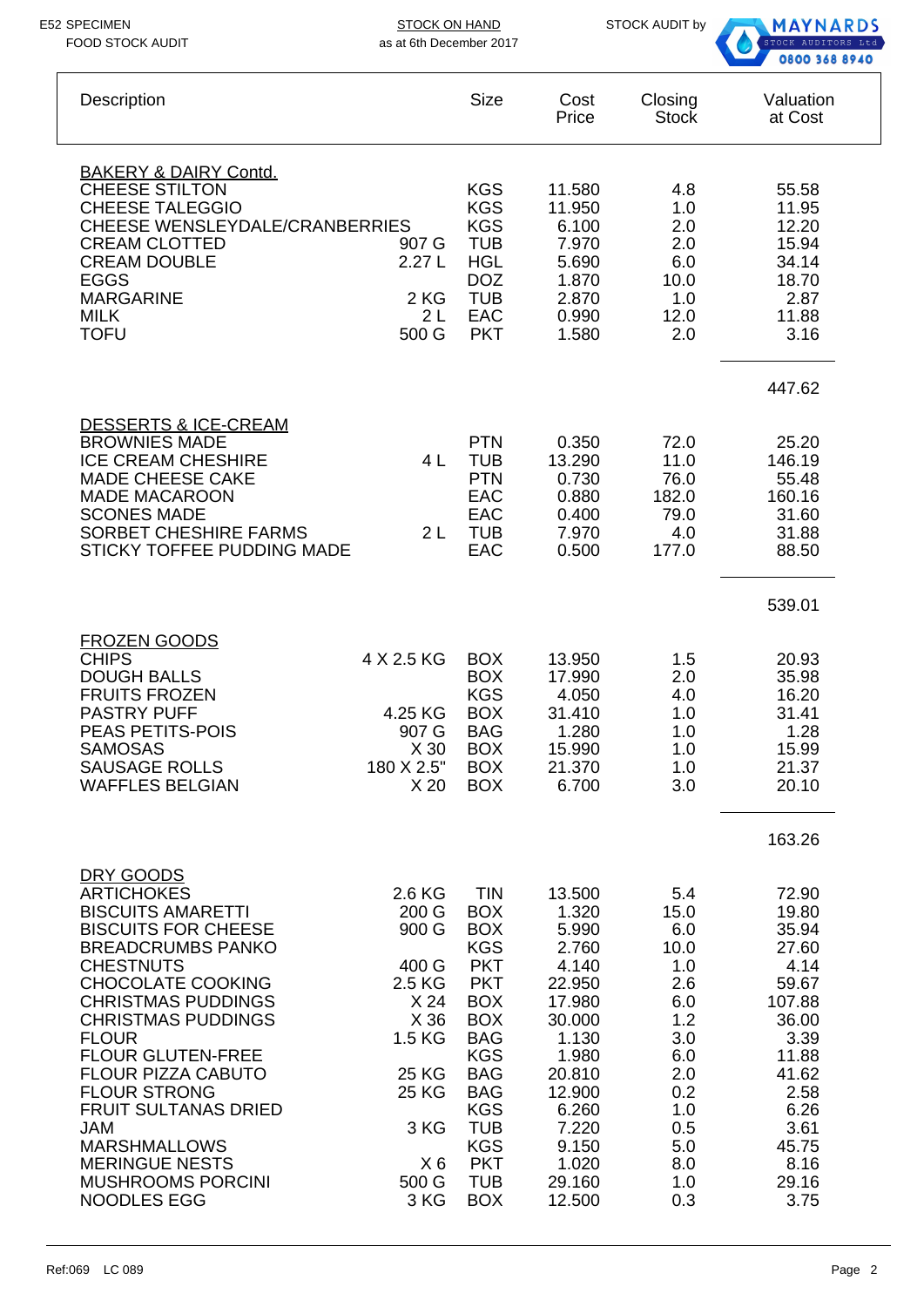E52 SPECIMEN
FOOD STOCK AUDIT

STOCK ON HAND
as at 6th December 2017

STOCK AUDIT by MAYNARDS STOCK AUDITORS Ltd 0800 368 8940

| Description | | Size | Cost Price | Closing Stock | Valuation at Cost |
|---|---|---|---|---|---|
| **BAKERY & DAIRY Contd.** | | | | | |
| CHEESE STILTON | | KGS | 11.580 | 4.8 | 55.58 |
| CHEESE TALEGGIO | | KGS | 11.950 | 1.0 | 11.95 |
| CHEESE WENSLEYDALE/CRANBERRIES | | KGS | 6.100 | 2.0 | 12.20 |
| CREAM CLOTTED | 907 G | TUB | 7.970 | 2.0 | 15.94 |
| CREAM DOUBLE | 2.27 L | HGL | 5.690 | 6.0 | 34.14 |
| EGGS | | DOZ | 1.870 | 10.0 | 18.70 |
| MARGARINE | 2 KG | TUB | 2.870 | 1.0 | 2.87 |
| MILK | 2 L | EAC | 0.990 | 12.0 | 11.88 |
| TOFU | 500 G | PKT | 1.580 | 2.0 | 3.16 |
| | | | | | 447.62 |
| **DESSERTS & ICE-CREAM** | | | | | |
| BROWNIES MADE | | PTN | 0.350 | 72.0 | 25.20 |
| ICE CREAM CHESHIRE | 4 L | TUB | 13.290 | 11.0 | 146.19 |
| MADE CHEESE CAKE | | PTN | 0.730 | 76.0 | 55.48 |
| MADE MACAROON | | EAC | 0.880 | 182.0 | 160.16 |
| SCONES MADE | | EAC | 0.400 | 79.0 | 31.60 |
| SORBET CHESHIRE FARMS | 2 L | TUB | 7.970 | 4.0 | 31.88 |
| STICKY TOFFEE PUDDING MADE | | EAC | 0.500 | 177.0 | 88.50 |
| | | | | | 539.01 |
| **FROZEN GOODS** | | | | | |
| CHIPS | 4 X 2.5 KG | BOX | 13.950 | 1.5 | 20.93 |
| DOUGH BALLS | | BOX | 17.990 | 2.0 | 35.98 |
| FRUITS FROZEN | | KGS | 4.050 | 4.0 | 16.20 |
| PASTRY PUFF | 4.25 KG | BOX | 31.410 | 1.0 | 31.41 |
| PEAS PETITS-POIS | 907 G | BAG | 1.280 | 1.0 | 1.28 |
| SAMOSAS | X 30 | BOX | 15.990 | 1.0 | 15.99 |
| SAUSAGE ROLLS | 180 X 2.5" | BOX | 21.370 | 1.0 | 21.37 |
| WAFFLES BELGIAN | X 20 | BOX | 6.700 | 3.0 | 20.10 |
| | | | | | 163.26 |
| **DRY GOODS** | | | | | |
| ARTICHOKES | 2.6 KG | TIN | 13.500 | 5.4 | 72.90 |
| BISCUITS AMARETTI | 200 G | BOX | 1.320 | 15.0 | 19.80 |
| BISCUITS FOR CHEESE | 900 G | BOX | 5.990 | 6.0 | 35.94 |
| BREADCRUMBS PANKO | | KGS | 2.760 | 10.0 | 27.60 |
| CHESTNUTS | 400 G | PKT | 4.140 | 1.0 | 4.14 |
| CHOCOLATE COOKING | 2.5 KG | PKT | 22.950 | 2.6 | 59.67 |
| CHRISTMAS PUDDINGS | X 24 | BOX | 17.980 | 6.0 | 107.88 |
| CHRISTMAS PUDDINGS | X 36 | BOX | 30.000 | 1.2 | 36.00 |
| FLOUR | 1.5 KG | BAG | 1.130 | 3.0 | 3.39 |
| FLOUR GLUTEN-FREE | | KGS | 1.980 | 6.0 | 11.88 |
| FLOUR PIZZA CABUTO | 25 KG | BAG | 20.810 | 2.0 | 41.62 |
| FLOUR STRONG | 25 KG | BAG | 12.900 | 0.2 | 2.58 |
| FRUIT SULTANAS DRIED | | KGS | 6.260 | 1.0 | 6.26 |
| JAM | 3 KG | TUB | 7.220 | 0.5 | 3.61 |
| MARSHMALLOWS | | KGS | 9.150 | 5.0 | 45.75 |
| MERINGUE NESTS | X 6 | PKT | 1.020 | 8.0 | 8.16 |
| MUSHROOMS PORCINI | 500 G | TUB | 29.160 | 1.0 | 29.16 |
| NOODLES EGG | 3 KG | BOX | 12.500 | 0.3 | 3.75 |

Ref:069 LC 089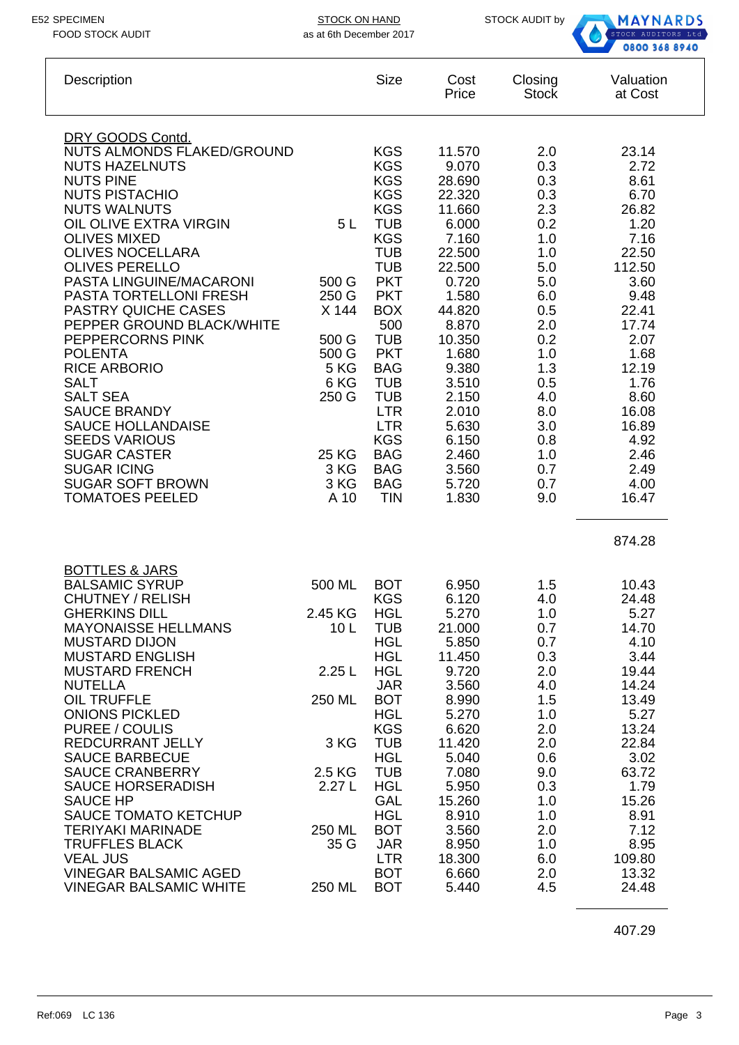E52 SPECIMEN
FOOD STOCK AUDIT

STOCK ON HAND
as at 6th December 2017

STOCK AUDIT by MAYNARDS STOCK AUDITORS Ltd 0800 368 8940

| Description | | Size | Cost Price | Closing Stock | Valuation at Cost |
|---|---|---|---|---|---|
| **DRY GOODS Contd.** | | | | | |
| NUTS ALMONDS FLAKED/GROUND | | KGS | 11.570 | 2.0 | 23.14 |
| NUTS HAZELNUTS | | KGS | 9.070 | 0.3 | 2.72 |
| NUTS PINE | | KGS | 28.690 | 0.3 | 8.61 |
| NUTS PISTACHIO | | KGS | 22.320 | 0.3 | 6.70 |
| NUTS WALNUTS | | KGS | 11.660 | 2.3 | 26.82 |
| OIL OLIVE EXTRA VIRGIN | 5 L | TUB | 6.000 | 0.2 | 1.20 |
| OLIVES MIXED | | KGS | 7.160 | 1.0 | 7.16 |
| OLIVES NOCELLARA | | TUB | 22.500 | 1.0 | 22.50 |
| OLIVES PERELLO | | TUB | 22.500 | 5.0 | 112.50 |
| PASTA LINGUINE/MACARONI | 500 G | PKT | 0.720 | 5.0 | 3.60 |
| PASTA TORTELLONI FRESH | 250 G | PKT | 1.580 | 6.0 | 9.48 |
| PASTRY QUICHE CASES | X 144 | BOX | 44.820 | 0.5 | 22.41 |
| PEPPER GROUND BLACK/WHITE | | 500 | 8.870 | 2.0 | 17.74 |
| PEPPERCORNS PINK | 500 G | TUB | 10.350 | 0.2 | 2.07 |
| POLENTA | 500 G | PKT | 1.680 | 1.0 | 1.68 |
| RICE ARBORIO | 5 KG | BAG | 9.380 | 1.3 | 12.19 |
| SALT | 6 KG | TUB | 3.510 | 0.5 | 1.76 |
| SALT SEA | 250 G | TUB | 2.150 | 4.0 | 8.60 |
| SAUCE BRANDY | | LTR | 2.010 | 8.0 | 16.08 |
| SAUCE HOLLANDAISE | | LTR | 5.630 | 3.0 | 16.89 |
| SEEDS VARIOUS | | KGS | 6.150 | 0.8 | 4.92 |
| SUGAR CASTER | 25 KG | BAG | 2.460 | 1.0 | 2.46 |
| SUGAR ICING | 3 KG | BAG | 3.560 | 0.7 | 2.49 |
| SUGAR SOFT BROWN | 3 KG | BAG | 5.720 | 0.7 | 4.00 |
| TOMATOES PEELED | A 10 | TIN | 1.830 | 9.0 | 16.47 |
| | | | | | 874.28 |
| **BOTTLES & JARS** | | | | | |
| BALSAMIC SYRUP | 500 ML | BOT | 6.950 | 1.5 | 10.43 |
| CHUTNEY / RELISH | | KGS | 6.120 | 4.0 | 24.48 |
| GHERKINS DILL | 2.45 KG | HGL | 5.270 | 1.0 | 5.27 |
| MAYONAISSE HELLMANS | 10 L | TUB | 21.000 | 0.7 | 14.70 |
| MUSTARD DIJON | | HGL | 5.850 | 0.7 | 4.10 |
| MUSTARD ENGLISH | | HGL | 11.450 | 0.3 | 3.44 |
| MUSTARD FRENCH | 2.25 L | HGL | 9.720 | 2.0 | 19.44 |
| NUTELLA | | JAR | 3.560 | 4.0 | 14.24 |
| OIL TRUFFLE | 250 ML | BOT | 8.990 | 1.5 | 13.49 |
| ONIONS PICKLED | | HGL | 5.270 | 1.0 | 5.27 |
| PUREE / COULIS | | KGS | 6.620 | 2.0 | 13.24 |
| REDCURRANT JELLY | 3 KG | TUB | 11.420 | 2.0 | 22.84 |
| SAUCE BARBECUE | | HGL | 5.040 | 0.6 | 3.02 |
| SAUCE CRANBERRY | 2.5 KG | TUB | 7.080 | 9.0 | 63.72 |
| SAUCE HORSERADISH | 2.27 L | HGL | 5.950 | 0.3 | 1.79 |
| SAUCE HP | | GAL | 15.260 | 1.0 | 15.26 |
| SAUCE TOMATO KETCHUP | | HGL | 8.910 | 1.0 | 8.91 |
| TERIYAKI MARINADE | 250 ML | BOT | 3.560 | 2.0 | 7.12 |
| TRUFFLES BLACK | 35 G | JAR | 8.950 | 1.0 | 8.95 |
| VEAL JUS | | LTR | 18.300 | 6.0 | 109.80 |
| VINEGAR BALSAMIC AGED | | BOT | 6.660 | 2.0 | 13.32 |
| VINEGAR BALSAMIC WHITE | 250 ML | BOT | 5.440 | 4.5 | 24.48 |
| | | | | | 407.29 |

Ref:069 LC 136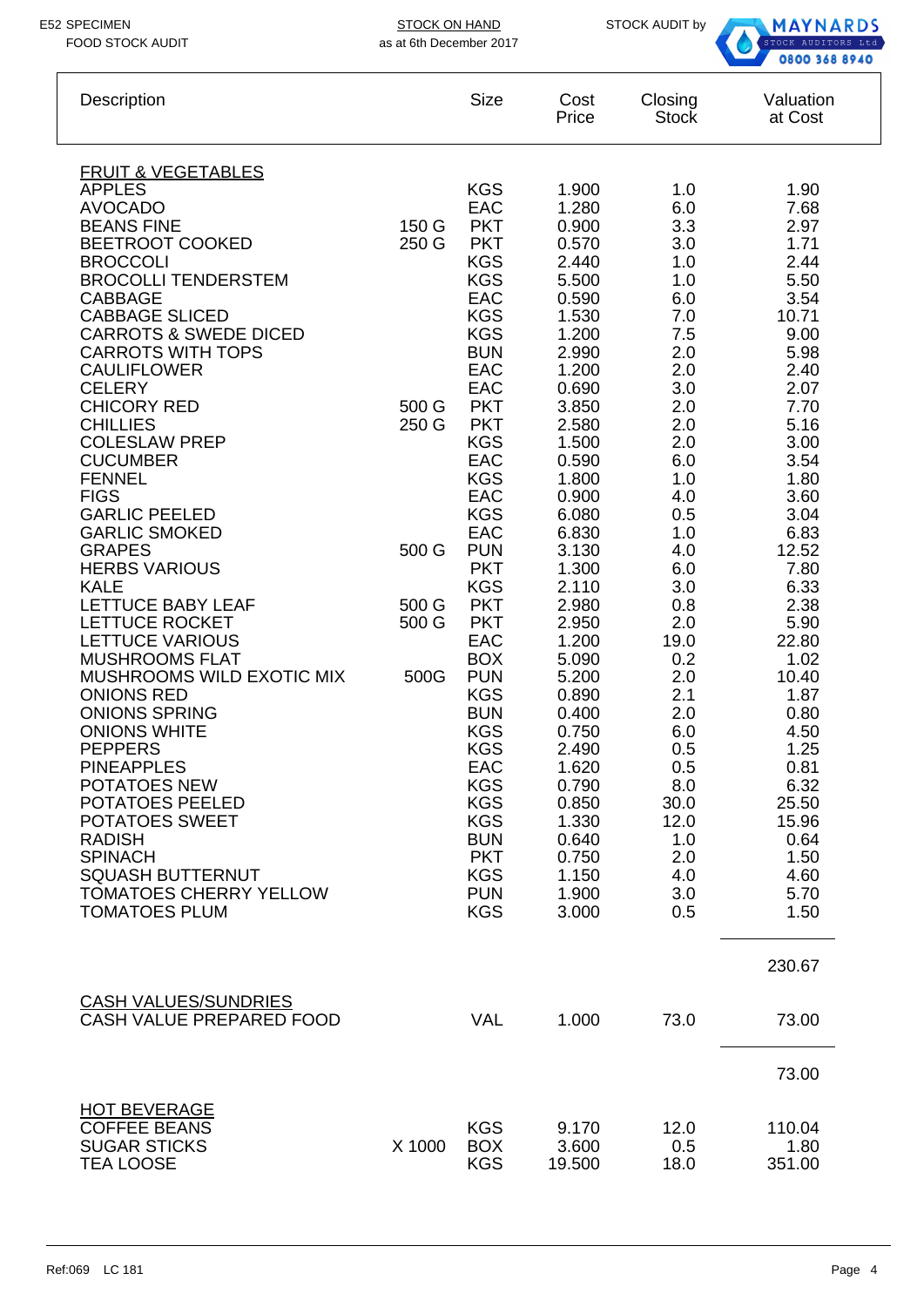E52 SPECIMEN
FOOD STOCK AUDIT

STOCK ON HAND
as at 6th December 2017

STOCK AUDIT by MAYNARDS STOCK AUDITORS Ltd 0800 368 8940

| Description | | Size | Cost Price | Closing Stock | Valuation at Cost |
|---|---|---|---|---|---|
| FRUIT & VEGETABLES | | | | | |
| APPLES | | KGS | 1.900 | 1.0 | 1.90 |
| AVOCADO | | EAC | 1.280 | 6.0 | 7.68 |
| BEANS FINE | 150 G | PKT | 0.900 | 3.3 | 2.97 |
| BEETROOT COOKED | 250 G | PKT | 0.570 | 3.0 | 1.71 |
| BROCCOLI | | KGS | 2.440 | 1.0 | 2.44 |
| BROCOLLI TENDERSTEM | | KGS | 5.500 | 1.0 | 5.50 |
| CABBAGE | | EAC | 0.590 | 6.0 | 3.54 |
| CABBAGE SLICED | | KGS | 1.530 | 7.0 | 10.71 |
| CARROTS & SWEDE DICED | | KGS | 1.200 | 7.5 | 9.00 |
| CARROTS WITH TOPS | | BUN | 2.990 | 2.0 | 5.98 |
| CAULIFLOWER | | EAC | 1.200 | 2.0 | 2.40 |
| CELERY | | EAC | 0.690 | 3.0 | 2.07 |
| CHICORY RED | 500 G | PKT | 3.850 | 2.0 | 7.70 |
| CHILLIES | 250 G | PKT | 2.580 | 2.0 | 5.16 |
| COLESLAW PREP | | KGS | 1.500 | 2.0 | 3.00 |
| CUCUMBER | | EAC | 0.590 | 6.0 | 3.54 |
| FENNEL | | KGS | 1.800 | 1.0 | 1.80 |
| FIGS | | EAC | 0.900 | 4.0 | 3.60 |
| GARLIC PEELED | | KGS | 6.080 | 0.5 | 3.04 |
| GARLIC SMOKED | | EAC | 6.830 | 1.0 | 6.83 |
| GRAPES | 500 G | PUN | 3.130 | 4.0 | 12.52 |
| HERBS VARIOUS | | PKT | 1.300 | 6.0 | 7.80 |
| KALE | | KGS | 2.110 | 3.0 | 6.33 |
| LETTUCE BABY LEAF | 500 G | PKT | 2.980 | 0.8 | 2.38 |
| LETTUCE ROCKET | 500 G | PKT | 2.950 | 2.0 | 5.90 |
| LETTUCE VARIOUS | | EAC | 1.200 | 19.0 | 22.80 |
| MUSHROOMS FLAT | | BOX | 5.090 | 0.2 | 1.02 |
| MUSHROOMS WILD EXOTIC MIX | 500G | PUN | 5.200 | 2.0 | 10.40 |
| ONIONS RED | | KGS | 0.890 | 2.1 | 1.87 |
| ONIONS SPRING | | BUN | 0.400 | 2.0 | 0.80 |
| ONIONS WHITE | | KGS | 0.750 | 6.0 | 4.50 |
| PEPPERS | | KGS | 2.490 | 0.5 | 1.25 |
| PINEAPPLES | | EAC | 1.620 | 0.5 | 0.81 |
| POTATOES NEW | | KGS | 0.790 | 8.0 | 6.32 |
| POTATOES PEELED | | KGS | 0.850 | 30.0 | 25.50 |
| POTATOES SWEET | | KGS | 1.330 | 12.0 | 15.96 |
| RADISH | | BUN | 0.640 | 1.0 | 0.64 |
| SPINACH | | PKT | 0.750 | 2.0 | 1.50 |
| SQUASH BUTTERNUT | | KGS | 1.150 | 4.0 | 4.60 |
| TOMATOES CHERRY YELLOW | | PUN | 1.900 | 3.0 | 5.70 |
| TOMATOES PLUM | | KGS | 3.000 | 0.5 | 1.50 |
| | | | | | 230.67 |
| CASH VALUES/SUNDRIES | | | | | |
| CASH VALUE PREPARED FOOD | | VAL | 1.000 | 73.0 | 73.00 |
| | | | | | 73.00 |
| HOT BEVERAGE | | | | | |
| COFFEE BEANS | | KGS | 9.170 | 12.0 | 110.04 |
| SUGAR STICKS | X 1000 | BOX | 3.600 | 0.5 | 1.80 |
| TEA LOOSE | | KGS | 19.500 | 18.0 | 351.00 |

Ref:069 LC 181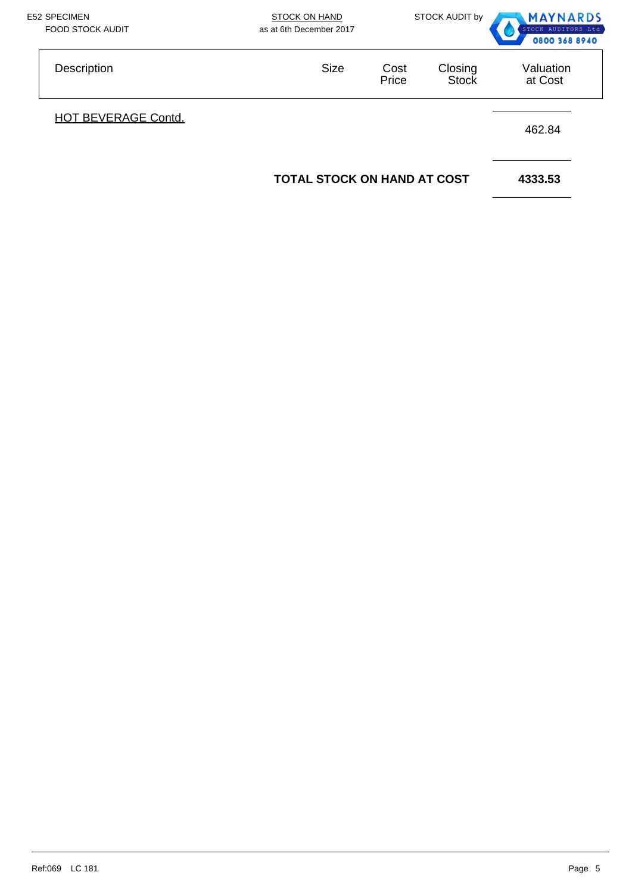E52 SPECIMEN
FOOD STOCK AUDIT

STOCK ON HAND
as at 6th December 2017

STOCK AUDIT by MAYNARDS STOCK AUDITORS Ltd 0800 368 8940

| Description | Size | Cost Price | Closing Stock | Valuation at Cost |
|---|---|---|---|---|
| HOT BEVERAGE Contd. | | | | 462.84 |
| | **TOTAL STOCK ON HAND AT COST** | | | **4333.53** |

Ref:069 LC 181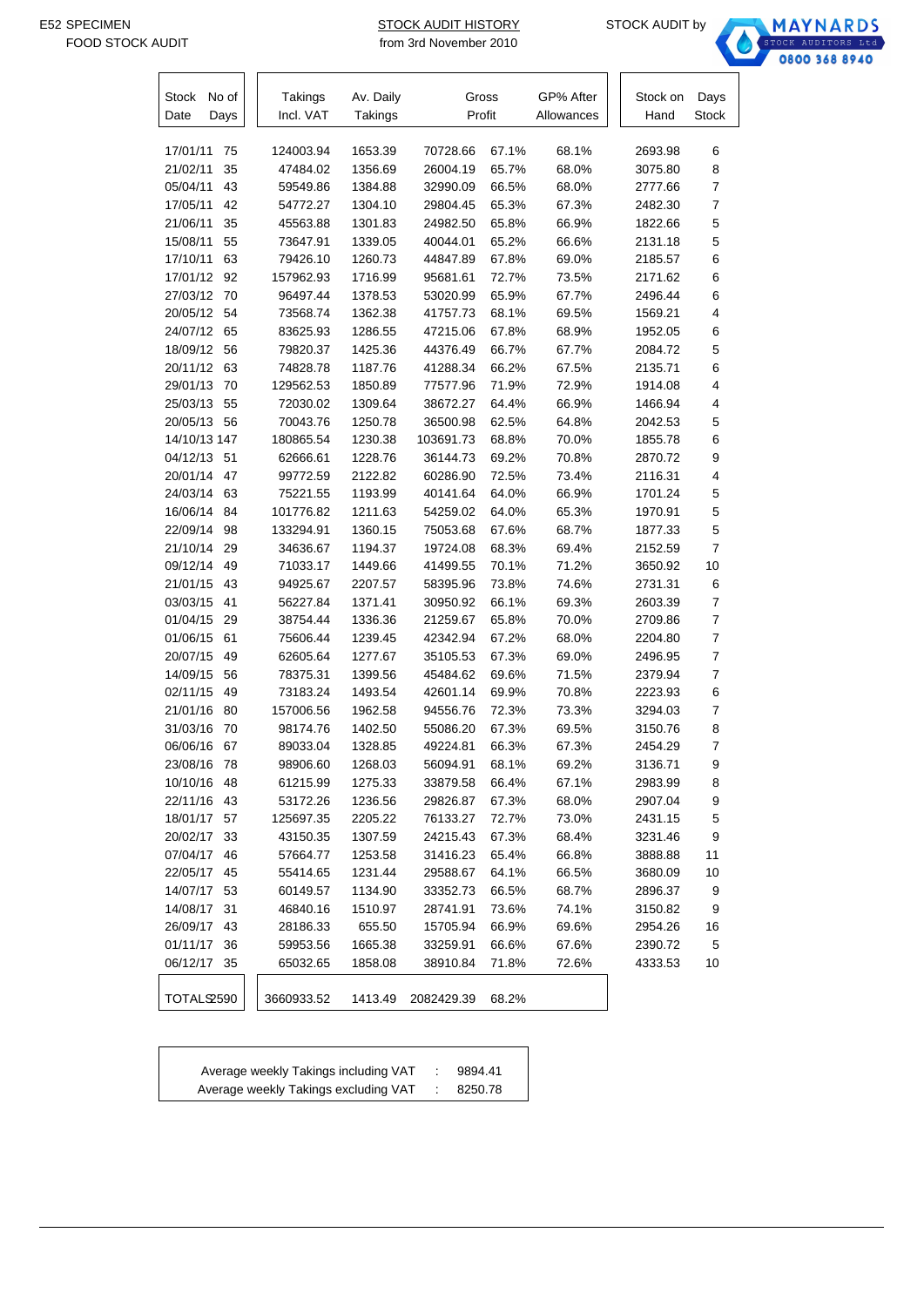E52 SPECIMEN
FOOD STOCK AUDIT

STOCK AUDIT HISTORY
from 3rd November 2010

STOCK AUDIT by MAYNARDS STOCK AUDITORS Ltd 0800 368 8940

| Stock Date | No of Days | Takings Incl. VAT | Av. Daily Takings | Gross Profit | | GP% After Allowances | Stock on Hand | Days Stock |
|---|---|---|---|---|---|---|---|---|
| 17/01/11 | 75 | 124003.94 | 1653.39 | 70728.66 | 67.1% | 68.1% | 2693.98 | 6 |
| 21/02/11 | 35 | 47484.02 | 1356.69 | 26004.19 | 65.7% | 68.0% | 3075.80 | 8 |
| 05/04/11 | 43 | 59549.86 | 1384.88 | 32990.09 | 66.5% | 68.0% | 2777.66 | 7 |
| 17/05/11 | 42 | 54772.27 | 1304.10 | 29804.45 | 65.3% | 67.3% | 2482.30 | 7 |
| 21/06/11 | 35 | 45563.88 | 1301.83 | 24982.50 | 65.8% | 66.9% | 1822.66 | 5 |
| 15/08/11 | 55 | 73647.91 | 1339.05 | 40044.01 | 65.2% | 66.6% | 2131.18 | 5 |
| 17/10/11 | 63 | 79426.10 | 1260.73 | 44847.89 | 67.8% | 69.0% | 2185.57 | 6 |
| 17/01/12 | 92 | 157962.93 | 1716.99 | 95681.61 | 72.7% | 73.5% | 2171.62 | 6 |
| 27/03/12 | 70 | 96497.44 | 1378.53 | 53020.99 | 65.9% | 67.7% | 2496.44 | 6 |
| 20/05/12 | 54 | 73568.74 | 1362.38 | 41757.73 | 68.1% | 69.5% | 1569.21 | 4 |
| 24/07/12 | 65 | 83625.93 | 1286.55 | 47215.06 | 67.8% | 68.9% | 1952.05 | 6 |
| 18/09/12 | 56 | 79820.37 | 1425.36 | 44376.49 | 66.7% | 67.7% | 2084.72 | 5 |
| 20/11/12 | 63 | 74828.78 | 1187.76 | 41288.34 | 66.2% | 67.5% | 2135.71 | 6 |
| 29/01/13 | 70 | 129562.53 | 1850.89 | 77577.96 | 71.9% | 72.9% | 1914.08 | 4 |
| 25/03/13 | 55 | 72030.02 | 1309.64 | 38672.27 | 64.4% | 66.9% | 1466.94 | 4 |
| 20/05/13 | 56 | 70043.76 | 1250.78 | 36500.98 | 62.5% | 64.8% | 2042.53 | 5 |
| 14/10/13 | 147 | 180865.54 | 1230.38 | 103691.73 | 68.8% | 70.0% | 1855.78 | 6 |
| 04/12/13 | 51 | 62666.61 | 1228.76 | 36144.73 | 69.2% | 70.8% | 2870.72 | 9 |
| 20/01/14 | 47 | 99772.59 | 2122.82 | 60286.90 | 72.5% | 73.4% | 2116.31 | 4 |
| 24/03/14 | 63 | 75221.55 | 1193.99 | 40141.64 | 64.0% | 66.9% | 1701.24 | 5 |
| 16/06/14 | 84 | 101776.82 | 1211.63 | 54259.02 | 64.0% | 65.3% | 1970.91 | 5 |
| 22/09/14 | 98 | 133294.91 | 1360.15 | 75053.68 | 67.6% | 68.7% | 1877.33 | 5 |
| 21/10/14 | 29 | 34636.67 | 1194.37 | 19724.08 | 68.3% | 69.4% | 2152.59 | 7 |
| 09/12/14 | 49 | 71033.17 | 1449.66 | 41499.55 | 70.1% | 71.2% | 3650.92 | 10 |
| 21/01/15 | 43 | 94925.67 | 2207.57 | 58395.96 | 73.8% | 74.6% | 2731.31 | 6 |
| 03/03/15 | 41 | 56227.84 | 1371.41 | 30950.92 | 66.1% | 69.3% | 2603.39 | 7 |
| 01/04/15 | 29 | 38754.44 | 1336.36 | 21259.67 | 65.8% | 70.0% | 2709.86 | 7 |
| 01/06/15 | 61 | 75606.44 | 1239.45 | 42342.94 | 67.2% | 68.0% | 2204.80 | 7 |
| 20/07/15 | 49 | 62605.64 | 1277.67 | 35105.53 | 67.3% | 69.0% | 2496.95 | 7 |
| 14/09/15 | 56 | 78375.31 | 1399.56 | 45484.62 | 69.6% | 71.5% | 2379.94 | 7 |
| 02/11/15 | 49 | 73183.24 | 1493.54 | 42601.14 | 69.9% | 70.8% | 2223.93 | 6 |
| 21/01/16 | 80 | 157006.56 | 1962.58 | 94556.76 | 72.3% | 73.3% | 3294.03 | 7 |
| 31/03/16 | 70 | 98174.76 | 1402.50 | 55086.20 | 67.3% | 69.5% | 3150.76 | 8 |
| 06/06/16 | 67 | 89033.04 | 1328.85 | 49224.81 | 66.3% | 67.3% | 2454.29 | 7 |
| 23/08/16 | 78 | 98906.60 | 1268.03 | 56094.91 | 68.1% | 69.2% | 3136.71 | 9 |
| 10/10/16 | 48 | 61215.99 | 1275.33 | 33879.58 | 66.4% | 67.1% | 2983.99 | 8 |
| 22/11/16 | 43 | 53172.26 | 1236.56 | 29826.87 | 67.3% | 68.0% | 2907.04 | 9 |
| 18/01/17 | 57 | 125697.35 | 2205.22 | 76133.27 | 72.7% | 73.0% | 2431.15 | 5 |
| 20/02/17 | 33 | 43150.35 | 1307.59 | 24215.43 | 67.3% | 68.4% | 3231.46 | 9 |
| 07/04/17 | 46 | 57664.77 | 1253.58 | 31416.23 | 65.4% | 66.8% | 3888.88 | 11 |
| 22/05/17 | 45 | 55414.65 | 1231.44 | 29588.67 | 64.1% | 66.5% | 3680.09 | 10 |
| 14/07/17 | 53 | 60149.57 | 1134.90 | 33352.73 | 66.5% | 68.7% | 2896.37 | 9 |
| 14/08/17 | 31 | 46840.16 | 1510.97 | 28741.91 | 73.6% | 74.1% | 3150.82 | 9 |
| 26/09/17 | 43 | 28186.33 | 655.50 | 15705.94 | 66.9% | 69.6% | 2954.26 | 16 |
| 01/11/17 | 36 | 59953.56 | 1665.38 | 33259.91 | 66.6% | 67.6% | 2390.72 | 5 |
| 06/12/17 | 35 | 65032.65 | 1858.08 | 38910.84 | 71.8% | 72.6% | 4333.53 | 10 |
| TOTALS | 2590 | 3660933.52 | 1413.49 | 2082429.39 | 68.2% | | | |

| | | |
|---|---|---|
| Average weekly Takings including VAT | : | 9894.41 |
| Average weekly Takings excluding VAT | : | 8250.78 |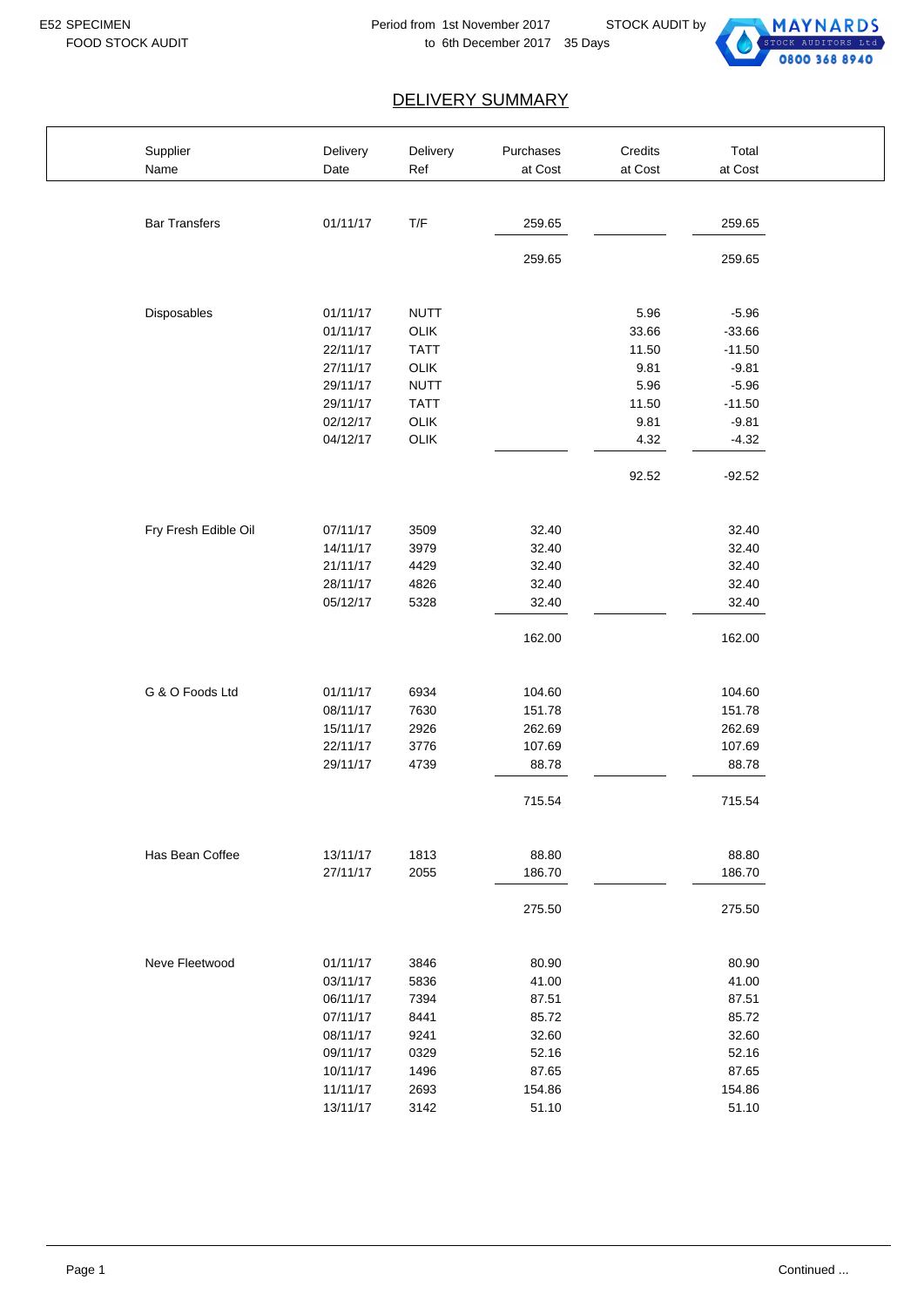E52 SPECIMEN
FOOD STOCK AUDIT

Period from 1st November 2017 to 6th December 2017 35 Days

STOCK AUDIT by MAYNARDS STOCK AUDITORS Ltd 0800 368 8940

## DELIVERY SUMMARY

| Supplier Name | Delivery Date | Delivery Ref | Purchases at Cost | Credits at Cost | Total at Cost |
|---|---|---|---|---|---|
| Bar Transfers | 01/11/17 | T/F | 259.65 | | 259.65 |
| | | | 259.65 | | 259.65 |
| Disposables | 01/11/17 | NUTT | | 5.96 | -5.96 |
| | 01/11/17 | OLIK | | 33.66 | -33.66 |
| | 22/11/17 | TATT | | 11.50 | -11.50 |
| | 27/11/17 | OLIK | | 9.81 | -9.81 |
| | 29/11/17 | NUTT | | 5.96 | -5.96 |
| | 29/11/17 | TATT | | 11.50 | -11.50 |
| | 02/12/17 | OLIK | | 9.81 | -9.81 |
| | 04/12/17 | OLIK | | 4.32 | -4.32 |
| | | | | 92.52 | -92.52 |
| Fry Fresh Edible Oil | 07/11/17 | 3509 | 32.40 | | 32.40 |
| | 14/11/17 | 3979 | 32.40 | | 32.40 |
| | 21/11/17 | 4429 | 32.40 | | 32.40 |
| | 28/11/17 | 4826 | 32.40 | | 32.40 |
| | 05/12/17 | 5328 | 32.40 | | 32.40 |
| | | | 162.00 | | 162.00 |
| G & O Foods Ltd | 01/11/17 | 6934 | 104.60 | | 104.60 |
| | 08/11/17 | 7630 | 151.78 | | 151.78 |
| | 15/11/17 | 2926 | 262.69 | | 262.69 |
| | 22/11/17 | 3776 | 107.69 | | 107.69 |
| | 29/11/17 | 4739 | 88.78 | | 88.78 |
| | | | 715.54 | | 715.54 |
| Has Bean Coffee | 13/11/17 | 1813 | 88.80 | | 88.80 |
| | 27/11/17 | 2055 | 186.70 | | 186.70 |
| | | | 275.50 | | 275.50 |
| Neve Fleetwood | 01/11/17 | 3846 | 80.90 | | 80.90 |
| | 03/11/17 | 5836 | 41.00 | | 41.00 |
| | 06/11/17 | 7394 | 87.51 | | 87.51 |
| | 07/11/17 | 8441 | 85.72 | | 85.72 |
| | 08/11/17 | 9241 | 32.60 | | 32.60 |
| | 09/11/17 | 0329 | 52.16 | | 52.16 |
| | 10/11/17 | 1496 | 87.65 | | 87.65 |
| | 11/11/17 | 2693 | 154.86 | | 154.86 |
| | 13/11/17 | 3142 | 51.10 | | 51.10 |

Continued ...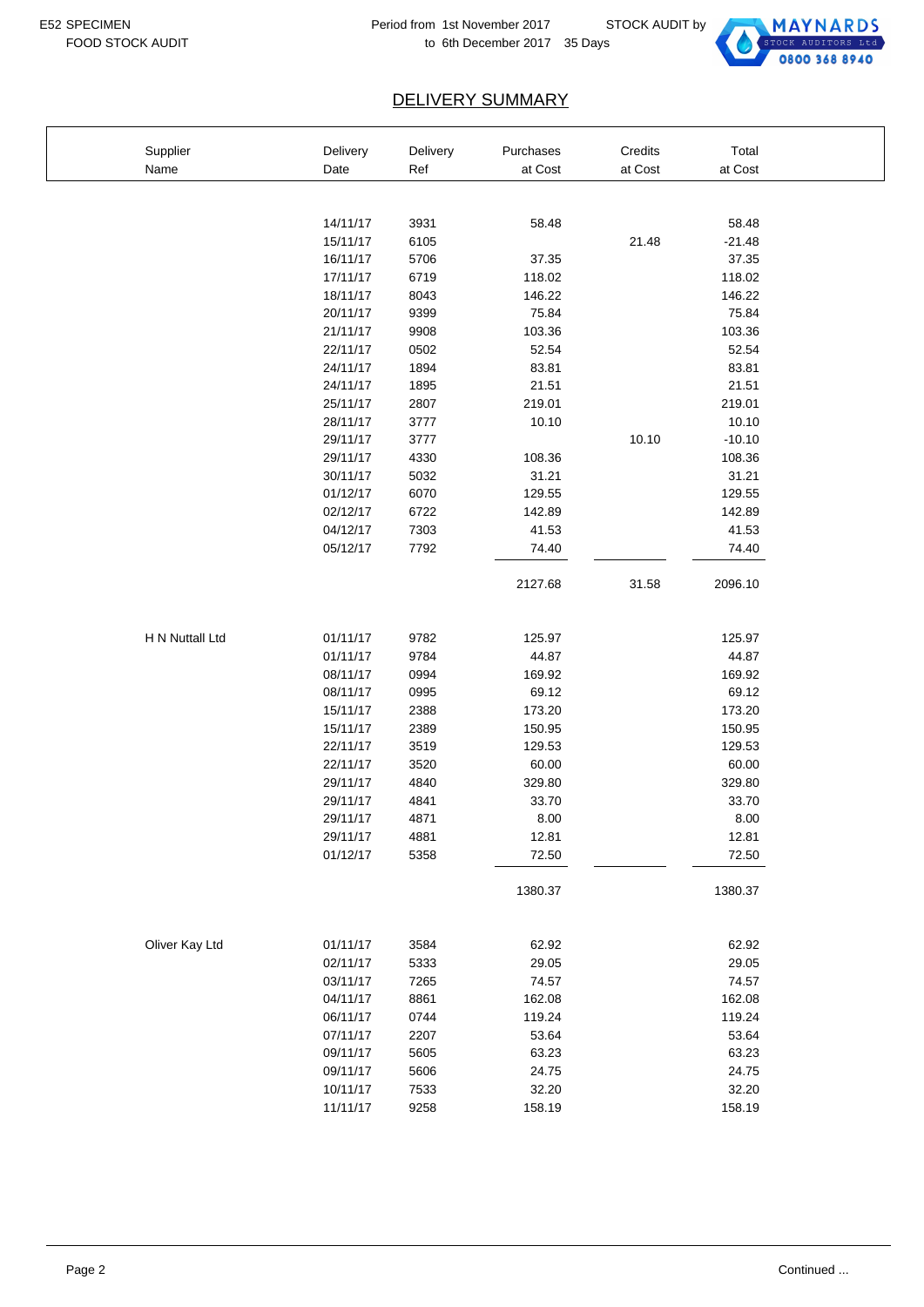E52 SPECIMEN
FOOD STOCK AUDIT

Period from 1st November 2017 to 6th December 2017 35 Days

STOCK AUDIT by MAYNARDS STOCK AUDITORS Ltd 0800 368 8940

## DELIVERY SUMMARY

| Supplier Name | Delivery Date | Delivery Ref | Purchases at Cost | Credits at Cost | Total at Cost |
|---|---|---|---|---|---|
| | 14/11/17 | 3931 | 58.48 | | 58.48 |
| | 15/11/17 | 6105 | | 21.48 | -21.48 |
| | 16/11/17 | 5706 | 37.35 | | 37.35 |
| | 17/11/17 | 6719 | 118.02 | | 118.02 |
| | 18/11/17 | 8043 | 146.22 | | 146.22 |
| | 20/11/17 | 9399 | 75.84 | | 75.84 |
| | 21/11/17 | 9908 | 103.36 | | 103.36 |
| | 22/11/17 | 0502 | 52.54 | | 52.54 |
| | 24/11/17 | 1894 | 83.81 | | 83.81 |
| | 24/11/17 | 1895 | 21.51 | | 21.51 |
| | 25/11/17 | 2807 | 219.01 | | 219.01 |
| | 28/11/17 | 3777 | 10.10 | | 10.10 |
| | 29/11/17 | 3777 | | 10.10 | -10.10 |
| | 29/11/17 | 4330 | 108.36 | | 108.36 |
| | 30/11/17 | 5032 | 31.21 | | 31.21 |
| | 01/12/17 | 6070 | 129.55 | | 129.55 |
| | 02/12/17 | 6722 | 142.89 | | 142.89 |
| | 04/12/17 | 7303 | 41.53 | | 41.53 |
| | 05/12/17 | 7792 | 74.40 | | 74.40 |
| | | | 2127.68 | 31.58 | 2096.10 |
| H N Nuttall Ltd | 01/11/17 | 9782 | 125.97 | | 125.97 |
| | 01/11/17 | 9784 | 44.87 | | 44.87 |
| | 08/11/17 | 0994 | 169.92 | | 169.92 |
| | 08/11/17 | 0995 | 69.12 | | 69.12 |
| | 15/11/17 | 2388 | 173.20 | | 173.20 |
| | 15/11/17 | 2389 | 150.95 | | 150.95 |
| | 22/11/17 | 3519 | 129.53 | | 129.53 |
| | 22/11/17 | 3520 | 60.00 | | 60.00 |
| | 29/11/17 | 4840 | 329.80 | | 329.80 |
| | 29/11/17 | 4841 | 33.70 | | 33.70 |
| | 29/11/17 | 4871 | 8.00 | | 8.00 |
| | 29/11/17 | 4881 | 12.81 | | 12.81 |
| | 01/12/17 | 5358 | 72.50 | | 72.50 |
| | | | 1380.37 | | 1380.37 |
| Oliver Kay Ltd | 01/11/17 | 3584 | 62.92 | | 62.92 |
| | 02/11/17 | 5333 | 29.05 | | 29.05 |
| | 03/11/17 | 7265 | 74.57 | | 74.57 |
| | 04/11/17 | 8861 | 162.08 | | 162.08 |
| | 06/11/17 | 0744 | 119.24 | | 119.24 |
| | 07/11/17 | 2207 | 53.64 | | 53.64 |
| | 09/11/17 | 5605 | 63.23 | | 63.23 |
| | 09/11/17 | 5606 | 24.75 | | 24.75 |
| | 10/11/17 | 7533 | 32.20 | | 32.20 |
| | 11/11/17 | 9258 | 158.19 | | 158.19 |

Continued ...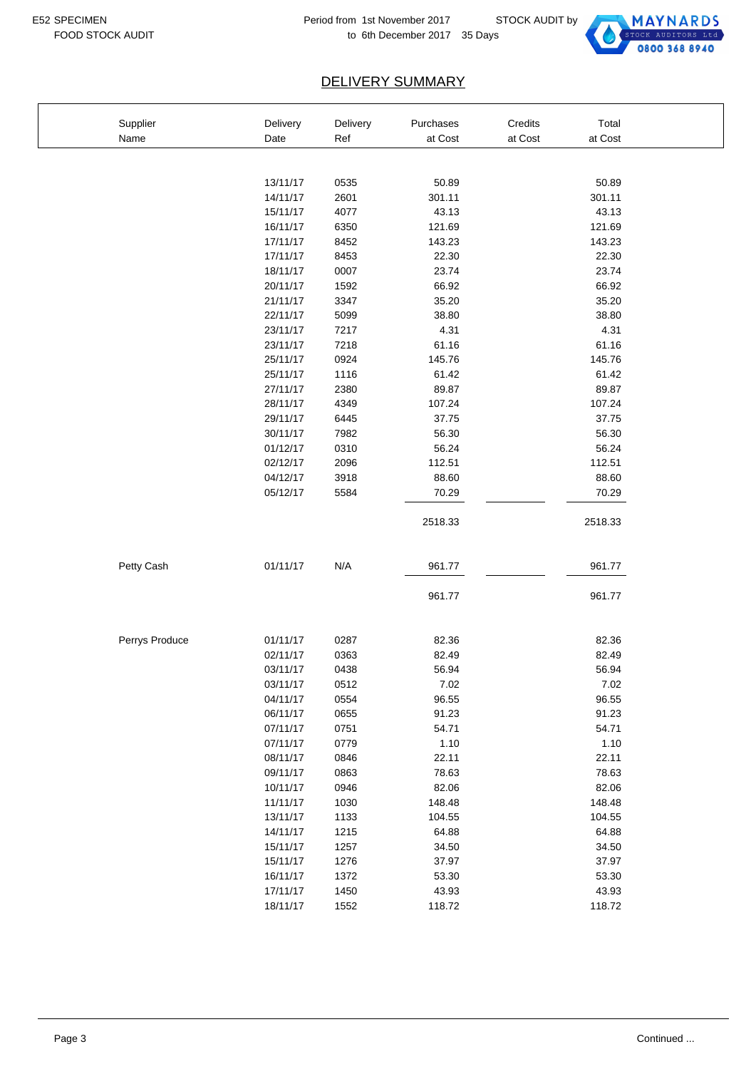E52 SPECIMEN
FOOD STOCK AUDIT

Period from 1st November 2017 to 6th December 2017 35 Days

STOCK AUDIT by MAYNARDS STOCK AUDITORS Ltd 0800 368 8940

## DELIVERY SUMMARY

| Supplier Name | Delivery Date | Delivery Ref | Purchases at Cost | Credits at Cost | Total at Cost |
|---|---|---|---|---|---|
| | 13/11/17 | 0535 | 50.89 | | 50.89 |
| | 14/11/17 | 2601 | 301.11 | | 301.11 |
| | 15/11/17 | 4077 | 43.13 | | 43.13 |
| | 16/11/17 | 6350 | 121.69 | | 121.69 |
| | 17/11/17 | 8452 | 143.23 | | 143.23 |
| | 17/11/17 | 8453 | 22.30 | | 22.30 |
| | 18/11/17 | 0007 | 23.74 | | 23.74 |
| | 20/11/17 | 1592 | 66.92 | | 66.92 |
| | 21/11/17 | 3347 | 35.20 | | 35.20 |
| | 22/11/17 | 5099 | 38.80 | | 38.80 |
| | 23/11/17 | 7217 | 4.31 | | 4.31 |
| | 23/11/17 | 7218 | 61.16 | | 61.16 |
| | 25/11/17 | 0924 | 145.76 | | 145.76 |
| | 25/11/17 | 1116 | 61.42 | | 61.42 |
| | 27/11/17 | 2380 | 89.87 | | 89.87 |
| | 28/11/17 | 4349 | 107.24 | | 107.24 |
| | 29/11/17 | 6445 | 37.75 | | 37.75 |
| | 30/11/17 | 7982 | 56.30 | | 56.30 |
| | 01/12/17 | 0310 | 56.24 | | 56.24 |
| | 02/12/17 | 2096 | 112.51 | | 112.51 |
| | 04/12/17 | 3918 | 88.60 | | 88.60 |
| | 05/12/17 | 5584 | 70.29 | | 70.29 |
| | | | 2518.33 | | 2518.33 |
| Petty Cash | 01/11/17 | N/A | 961.77 | | 961.77 |
| | | | 961.77 | | 961.77 |
| Perrys Produce | 01/11/17 | 0287 | 82.36 | | 82.36 |
| | 02/11/17 | 0363 | 82.49 | | 82.49 |
| | 03/11/17 | 0438 | 56.94 | | 56.94 |
| | 03/11/17 | 0512 | 7.02 | | 7.02 |
| | 04/11/17 | 0554 | 96.55 | | 96.55 |
| | 06/11/17 | 0655 | 91.23 | | 91.23 |
| | 07/11/17 | 0751 | 54.71 | | 54.71 |
| | 07/11/17 | 0779 | 1.10 | | 1.10 |
| | 08/11/17 | 0846 | 22.11 | | 22.11 |
| | 09/11/17 | 0863 | 78.63 | | 78.63 |
| | 10/11/17 | 0946 | 82.06 | | 82.06 |
| | 11/11/17 | 1030 | 148.48 | | 148.48 |
| | 13/11/17 | 1133 | 104.55 | | 104.55 |
| | 14/11/17 | 1215 | 64.88 | | 64.88 |
| | 15/11/17 | 1257 | 34.50 | | 34.50 |
| | 15/11/17 | 1276 | 37.97 | | 37.97 |
| | 16/11/17 | 1372 | 53.30 | | 53.30 |
| | 17/11/17 | 1450 | 43.93 | | 43.93 |
| | 18/11/17 | 1552 | 118.72 | | 118.72 |

Continued ...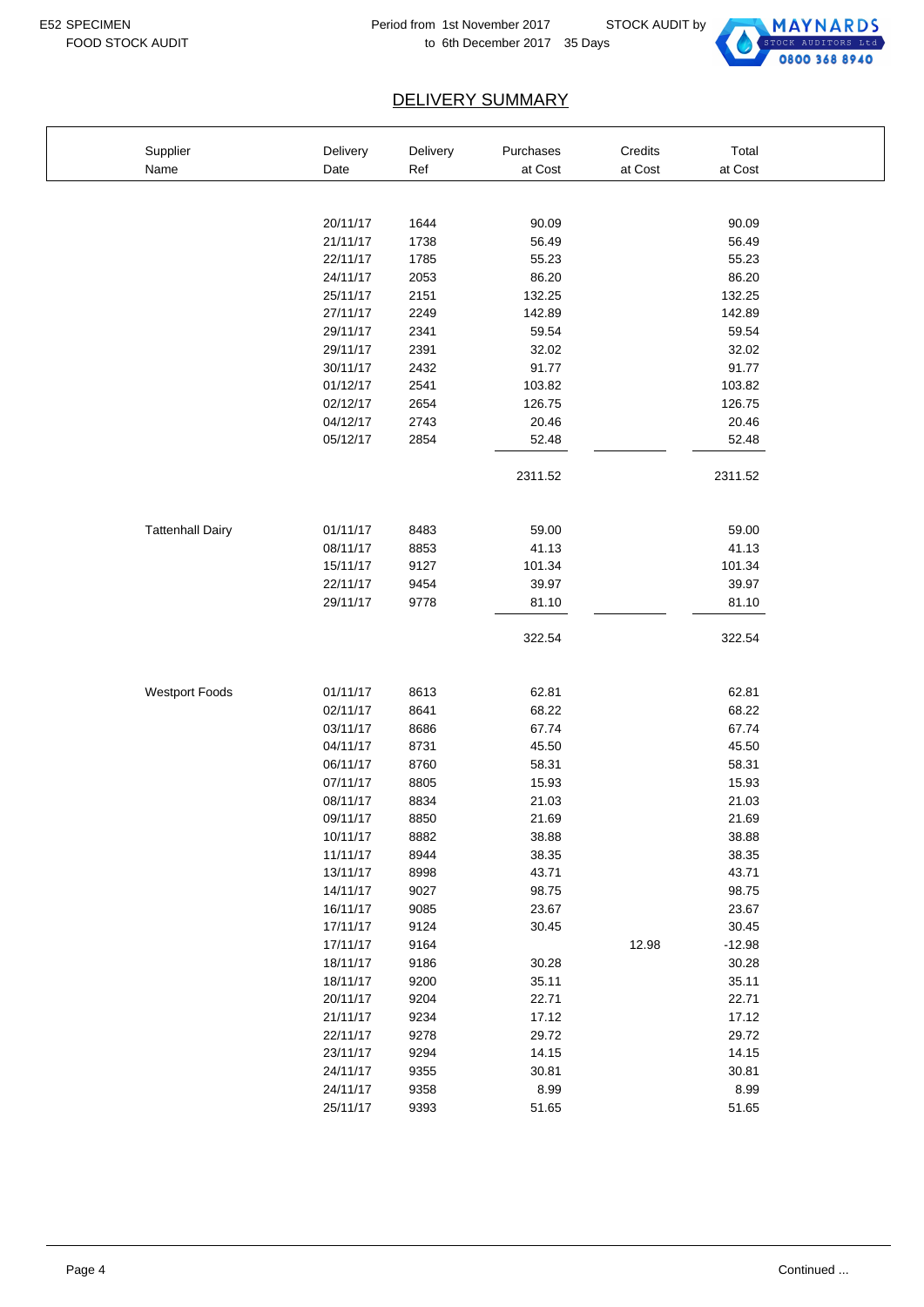E52 SPECIMEN
FOOD STOCK AUDIT

Period from 1st November 2017 to 6th December 2017 35 Days

STOCK AUDIT by MAYNARDS STOCK AUDITORS Ltd 0800 368 8940

## DELIVERY SUMMARY

| Supplier Name | Delivery Date | Delivery Ref | Purchases at Cost | Credits at Cost | Total at Cost |
|---|---|---|---|---|---|
| | 20/11/17 | 1644 | 90.09 | | 90.09 |
| | 21/11/17 | 1738 | 56.49 | | 56.49 |
| | 22/11/17 | 1785 | 55.23 | | 55.23 |
| | 24/11/17 | 2053 | 86.20 | | 86.20 |
| | 25/11/17 | 2151 | 132.25 | | 132.25 |
| | 27/11/17 | 2249 | 142.89 | | 142.89 |
| | 29/11/17 | 2341 | 59.54 | | 59.54 |
| | 29/11/17 | 2391 | 32.02 | | 32.02 |
| | 30/11/17 | 2432 | 91.77 | | 91.77 |
| | 01/12/17 | 2541 | 103.82 | | 103.82 |
| | 02/12/17 | 2654 | 126.75 | | 126.75 |
| | 04/12/17 | 2743 | 20.46 | | 20.46 |
| | 05/12/17 | 2854 | 52.48 | | 52.48 |
| | | | 2311.52 | | 2311.52 |
| Tattenhall Dairy | 01/11/17 | 8483 | 59.00 | | 59.00 |
| | 08/11/17 | 8853 | 41.13 | | 41.13 |
| | 15/11/17 | 9127 | 101.34 | | 101.34 |
| | 22/11/17 | 9454 | 39.97 | | 39.97 |
| | 29/11/17 | 9778 | 81.10 | | 81.10 |
| | | | 322.54 | | 322.54 |
| Westport Foods | 01/11/17 | 8613 | 62.81 | | 62.81 |
| | 02/11/17 | 8641 | 68.22 | | 68.22 |
| | 03/11/17 | 8686 | 67.74 | | 67.74 |
| | 04/11/17 | 8731 | 45.50 | | 45.50 |
| | 06/11/17 | 8760 | 58.31 | | 58.31 |
| | 07/11/17 | 8805 | 15.93 | | 15.93 |
| | 08/11/17 | 8834 | 21.03 | | 21.03 |
| | 09/11/17 | 8850 | 21.69 | | 21.69 |
| | 10/11/17 | 8882 | 38.88 | | 38.88 |
| | 11/11/17 | 8944 | 38.35 | | 38.35 |
| | 13/11/17 | 8998 | 43.71 | | 43.71 |
| | 14/11/17 | 9027 | 98.75 | | 98.75 |
| | 16/11/17 | 9085 | 23.67 | | 23.67 |
| | 17/11/17 | 9124 | 30.45 | | 30.45 |
| | 17/11/17 | 9164 | | 12.98 | -12.98 |
| | 18/11/17 | 9186 | 30.28 | | 30.28 |
| | 18/11/17 | 9200 | 35.11 | | 35.11 |
| | 20/11/17 | 9204 | 22.71 | | 22.71 |
| | 21/11/17 | 9234 | 17.12 | | 17.12 |
| | 22/11/17 | 9278 | 29.72 | | 29.72 |
| | 23/11/17 | 9294 | 14.15 | | 14.15 |
| | 24/11/17 | 9355 | 30.81 | | 30.81 |
| | 24/11/17 | 9358 | 8.99 | | 8.99 |
| | 25/11/17 | 9393 | 51.65 | | 51.65 |

Continued ...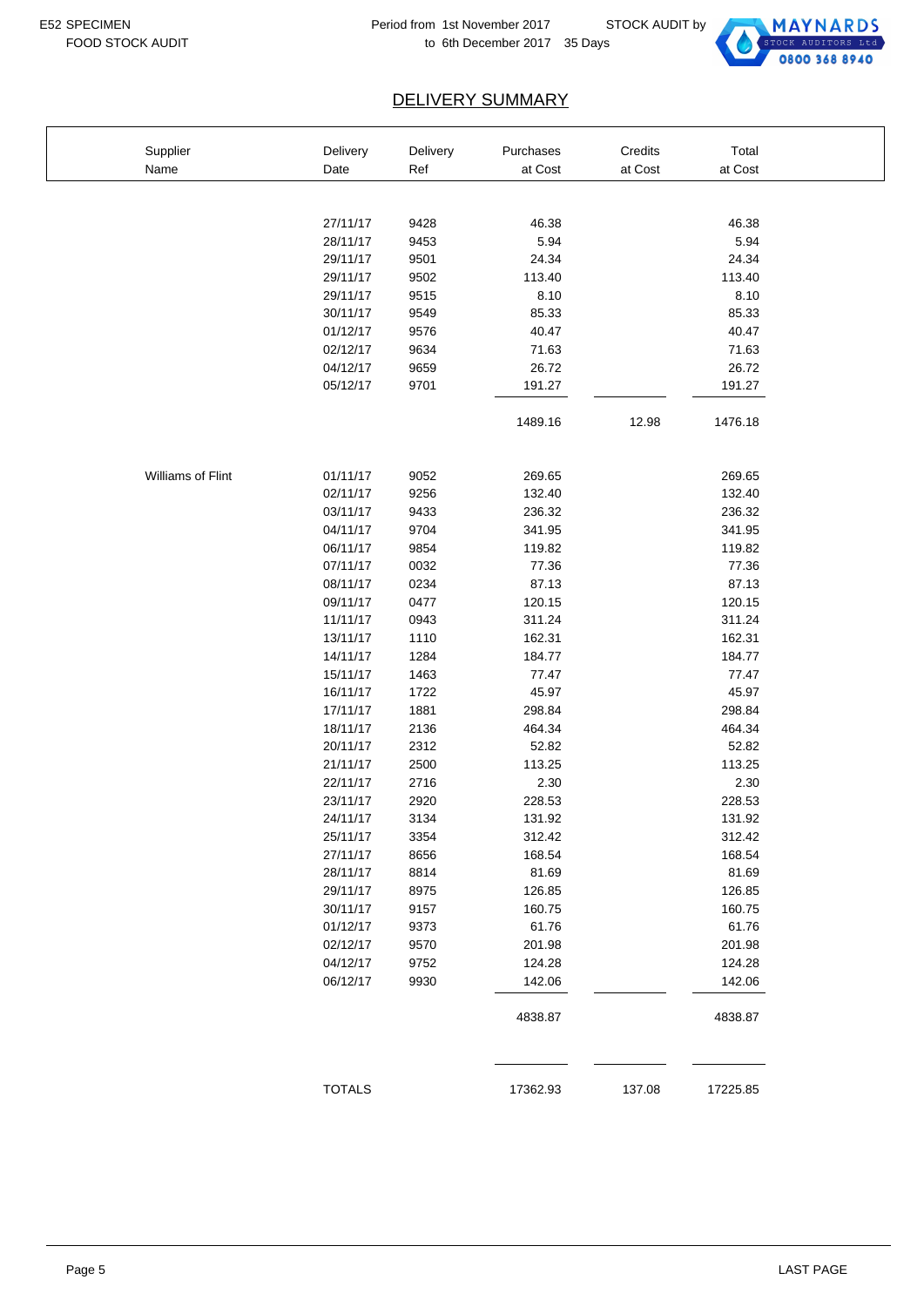E52 SPECIMEN
FOOD STOCK AUDIT

Period from 1st November 2017 to 6th December 2017 35 Days

STOCK AUDIT by MAYNARDS STOCK AUDITORS Ltd 0800 368 8940

## DELIVERY SUMMARY

| Supplier Name | Delivery Date | Delivery Ref | Purchases at Cost | Credits at Cost | Total at Cost |
|---|---|---|---|---|---|
| | 27/11/17 | 9428 | 46.38 | | 46.38 |
| | 28/11/17 | 9453 | 5.94 | | 5.94 |
| | 29/11/17 | 9501 | 24.34 | | 24.34 |
| | 29/11/17 | 9502 | 113.40 | | 113.40 |
| | 29/11/17 | 9515 | 8.10 | | 8.10 |
| | 30/11/17 | 9549 | 85.33 | | 85.33 |
| | 01/12/17 | 9576 | 40.47 | | 40.47 |
| | 02/12/17 | 9634 | 71.63 | | 71.63 |
| | 04/12/17 | 9659 | 26.72 | | 26.72 |
| | 05/12/17 | 9701 | 191.27 | | 191.27 |
| | | | 1489.16 | 12.98 | 1476.18 |
| Williams of Flint | 01/11/17 | 9052 | 269.65 | | 269.65 |
| | 02/11/17 | 9256 | 132.40 | | 132.40 |
| | 03/11/17 | 9433 | 236.32 | | 236.32 |
| | 04/11/17 | 9704 | 341.95 | | 341.95 |
| | 06/11/17 | 9854 | 119.82 | | 119.82 |
| | 07/11/17 | 0032 | 77.36 | | 77.36 |
| | 08/11/17 | 0234 | 87.13 | | 87.13 |
| | 09/11/17 | 0477 | 120.15 | | 120.15 |
| | 11/11/17 | 0943 | 311.24 | | 311.24 |
| | 13/11/17 | 1110 | 162.31 | | 162.31 |
| | 14/11/17 | 1284 | 184.77 | | 184.77 |
| | 15/11/17 | 1463 | 77.47 | | 77.47 |
| | 16/11/17 | 1722 | 45.97 | | 45.97 |
| | 17/11/17 | 1881 | 298.84 | | 298.84 |
| | 18/11/17 | 2136 | 464.34 | | 464.34 |
| | 20/11/17 | 2312 | 52.82 | | 52.82 |
| | 21/11/17 | 2500 | 113.25 | | 113.25 |
| | 22/11/17 | 2716 | 2.30 | | 2.30 |
| | 23/11/17 | 2920 | 228.53 | | 228.53 |
| | 24/11/17 | 3134 | 131.92 | | 131.92 |
| | 25/11/17 | 3354 | 312.42 | | 312.42 |
| | 27/11/17 | 8656 | 168.54 | | 168.54 |
| | 28/11/17 | 8814 | 81.69 | | 81.69 |
| | 29/11/17 | 8975 | 126.85 | | 126.85 |
| | 30/11/17 | 9157 | 160.75 | | 160.75 |
| | 01/12/17 | 9373 | 61.76 | | 61.76 |
| | 02/12/17 | 9570 | 201.98 | | 201.98 |
| | 04/12/17 | 9752 | 124.28 | | 124.28 |
| | 06/12/17 | 9930 | 142.06 | | 142.06 |
| | | | 4838.87 | | 4838.87 |
| | TOTALS | | 17362.93 | 137.08 | 17225.85 |

LAST PAGE